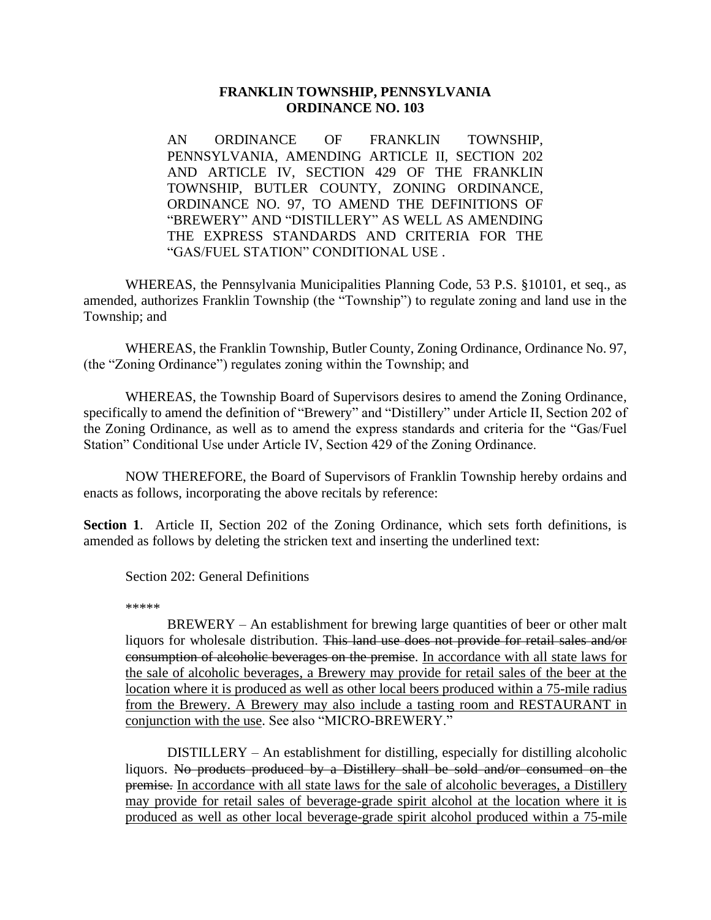# FRANKLIN TOWNSHIP, PENNSYLVANIA
# ORDINANCE NO. 103

AN ORDINANCE OF FRANKLIN TOWNSHIP, PENNSYLVANIA, AMENDING ARTICLE II, SECTION 202 AND ARTICLE IV, SECTION 429 OF THE FRANKLIN TOWNSHIP, BUTLER COUNTY, ZONING ORDINANCE, ORDINANCE NO. 97, TO AMEND THE DEFINITIONS OF "BREWERY" AND "DISTILLERY" AS WELL AS AMENDING THE EXPRESS STANDARDS AND CRITERIA FOR THE "GAS/FUEL STATION" CONDITIONAL USE .

WHEREAS, the Pennsylvania Municipalities Planning Code, 53 P.S. §10101, et seq., as amended, authorizes Franklin Township (the "Township") to regulate zoning and land use in the Township; and

WHEREAS, the Franklin Township, Butler County, Zoning Ordinance, Ordinance No. 97, (the "Zoning Ordinance") regulates zoning within the Township; and

WHEREAS, the Township Board of Supervisors desires to amend the Zoning Ordinance, specifically to amend the definition of "Brewery" and "Distillery" under Article II, Section 202 of the Zoning Ordinance, as well as to amend the express standards and criteria for the "Gas/Fuel Station" Conditional Use under Article IV, Section 429 of the Zoning Ordinance.

NOW THEREFORE, the Board of Supervisors of Franklin Township hereby ordains and enacts as follows, incorporating the above recitals by reference:

**Section 1**. Article II, Section 202 of the Zoning Ordinance, which sets forth definitions, is amended as follows by deleting the stricken text and inserting the underlined text:

Section 202: General Definitions

*****

BREWERY – An establishment for brewing large quantities of beer or other malt liquors for wholesale distribution. ~~This land use does not provide for retail sales and/or consumption of alcoholic beverages on the premise~~. <u>In accordance with all state laws for the sale of alcoholic beverages, a Brewery may provide for retail sales of the beer at the location where it is produced as well as other local beers produced within a 75-mile radius from the Brewery. A Brewery may also include a tasting room and RESTAURANT in conjunction with the use</u>. See also "MICRO-BREWERY."

DISTILLERY – An establishment for distilling, especially for distilling alcoholic liquors. ~~No products produced by a Distillery shall be sold and/or consumed on the premise.~~ <u>In accordance with all state laws for the sale of alcoholic beverages, a Distillery may provide for retail sales of beverage-grade spirit alcohol at the location where it is produced as well as other local beverage-grade spirit alcohol produced within a 75-mile</u>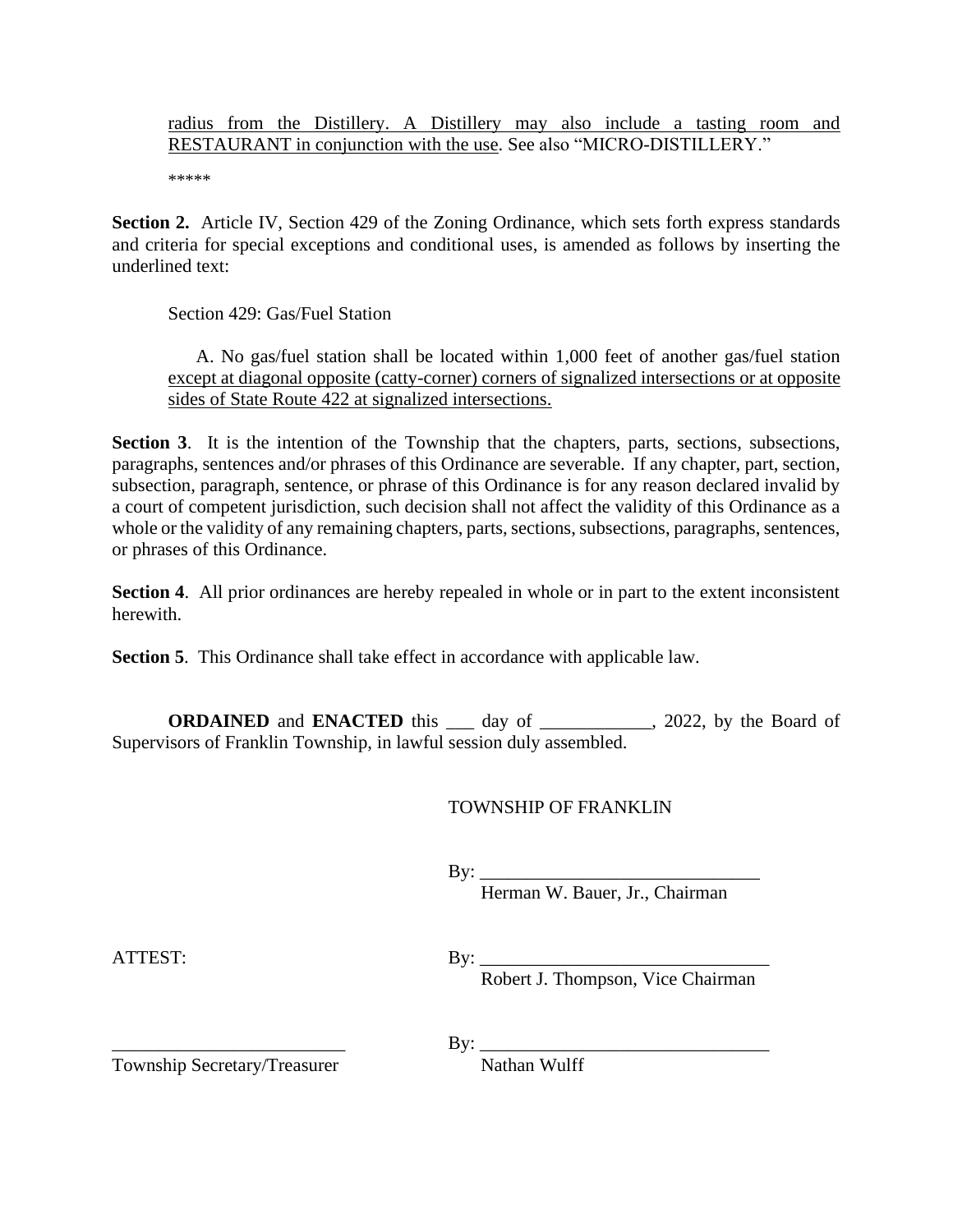radius from the Distillery. A Distillery may also include a tasting room and RESTAURANT in conjunction with the use. See also "MICRO-DISTILLERY."

*****

**Section 2.** Article IV, Section 429 of the Zoning Ordinance, which sets forth express standards and criteria for special exceptions and conditional uses, is amended as follows by inserting the underlined text:

Section 429: Gas/Fuel Station

A. No gas/fuel station shall be located within 1,000 feet of another gas/fuel station except at diagonal opposite (catty-corner) corners of signalized intersections or at opposite sides of State Route 422 at signalized intersections.

**Section 3**. It is the intention of the Township that the chapters, parts, sections, subsections, paragraphs, sentences and/or phrases of this Ordinance are severable. If any chapter, part, section, subsection, paragraph, sentence, or phrase of this Ordinance is for any reason declared invalid by a court of competent jurisdiction, such decision shall not affect the validity of this Ordinance as a whole or the validity of any remaining chapters, parts, sections, subsections, paragraphs, sentences, or phrases of this Ordinance.

**Section 4**. All prior ordinances are hereby repealed in whole or in part to the extent inconsistent herewith.

**Section 5**. This Ordinance shall take effect in accordance with applicable law.

**ORDAINED** and **ENACTED** this ___ day of ____________, 2022, by the Board of Supervisors of Franklin Township, in lawful session duly assembled.

TOWNSHIP OF FRANKLIN

By: ______________________________
Herman W. Bauer, Jr., Chairman

ATTEST:

By: _______________________________
Robert J. Thompson, Vice Chairman

_________________________
Township Secretary/Treasurer

By: _______________________________
Nathan Wulff